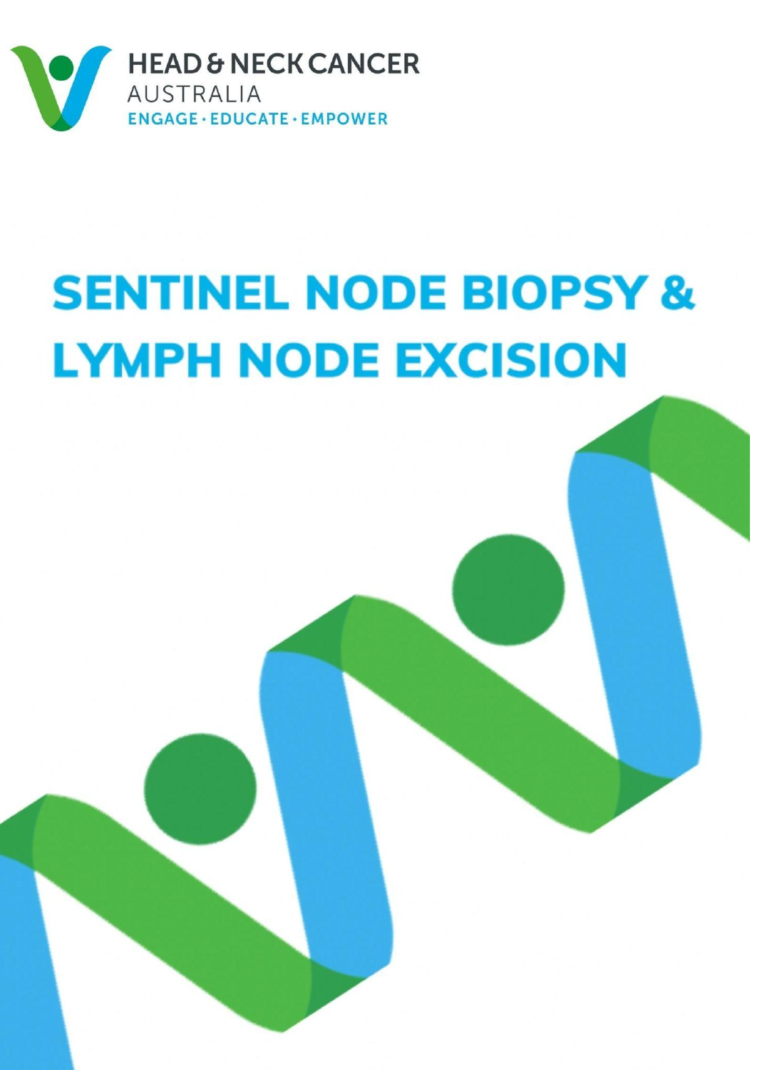HEAD & NECK CANCER
AUSTRALIA
ENGAGE · EDUCATE · EMPOWER

# SENTINEL NODE BIOPSY & LYMPH NODE EXCISION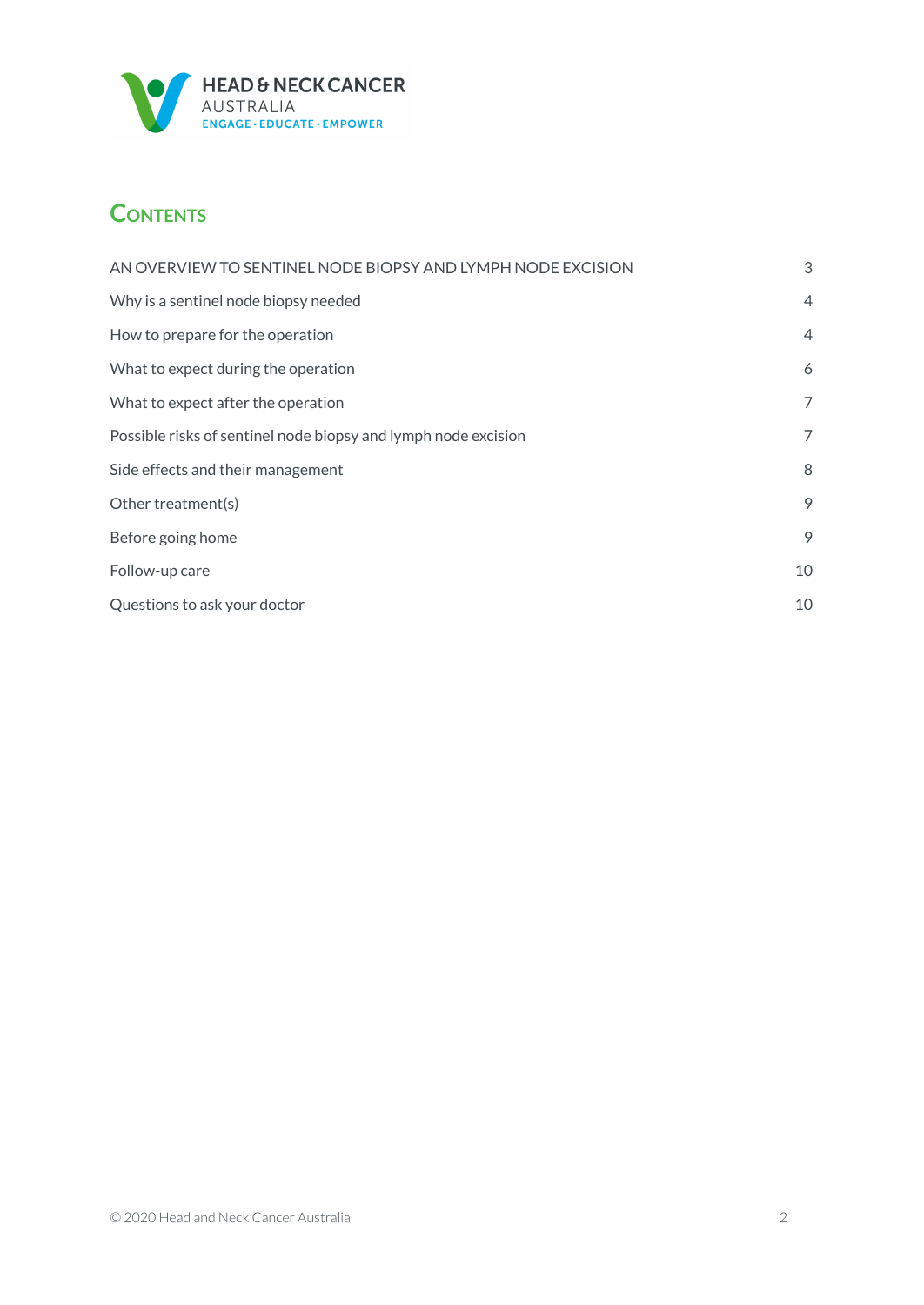HEAD & NECK CANCER AUSTRALIA
ENGAGE · EDUCATE · EMPOWER

## Contents

| | |
|---|---|
| AN OVERVIEW TO SENTINEL NODE BIOPSY AND LYMPH NODE EXCISION | 3 |
| Why is a sentinel node biopsy needed | 4 |
| How to prepare for the operation | 4 |
| What to expect during the operation | 6 |
| What to expect after the operation | 7 |
| Possible risks of sentinel node biopsy and lymph node excision | 7 |
| Side effects and their management | 8 |
| Other treatment(s) | 9 |
| Before going home | 9 |
| Follow-up care | 10 |
| Questions to ask your doctor | 10 |

© 2020 Head and Neck Cancer Australia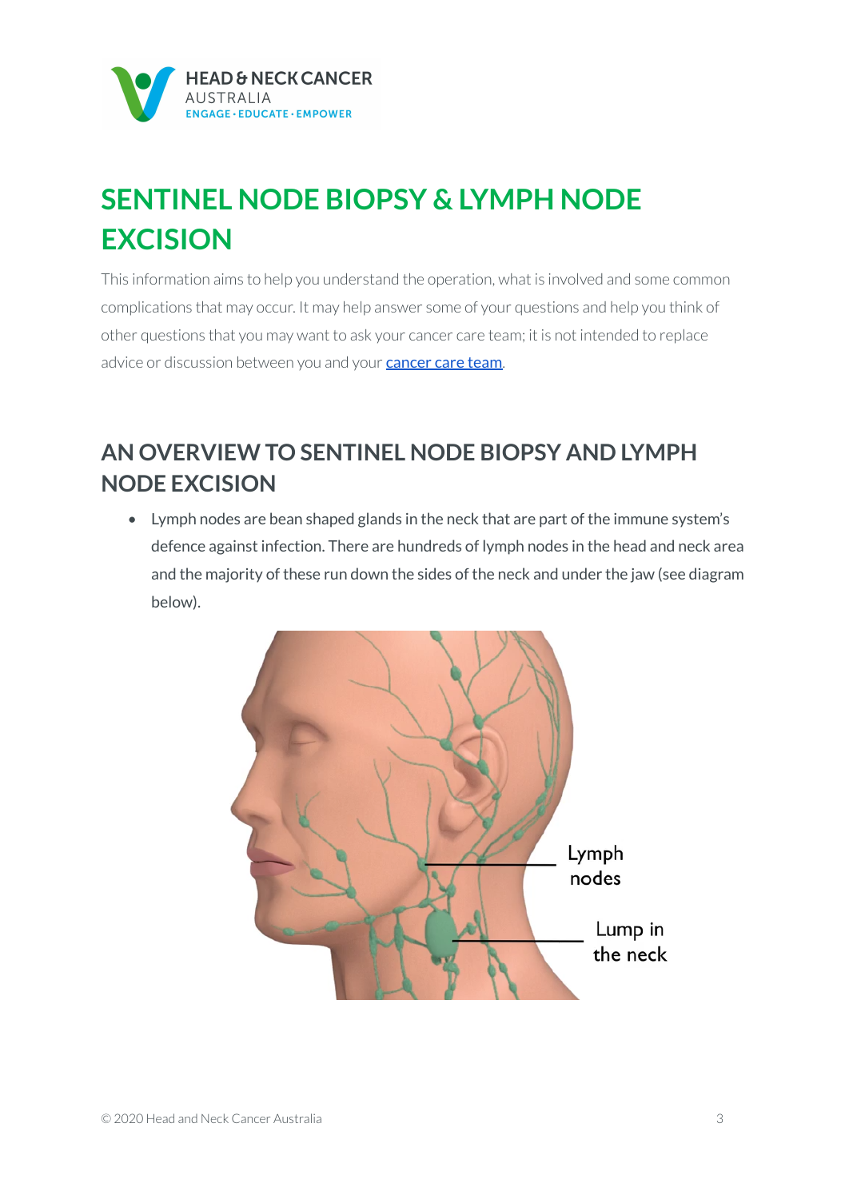# SENTINEL NODE BIOPSY & LYMPH NODE EXCISION

This information aims to help you understand the operation, what is involved and some common complications that may occur. It may help answer some of your questions and help you think of other questions that you may want to ask your cancer care team; it is not intended to replace advice or discussion between you and your cancer care team.

## AN OVERVIEW TO SENTINEL NODE BIOPSY AND LYMPH NODE EXCISION

- Lymph nodes are bean shaped glands in the neck that are part of the immune system's defence against infection. There are hundreds of lymph nodes in the head and neck area and the majority of these run down the sides of the neck and under the jaw (see diagram below).

Lymph nodes

Lump in the neck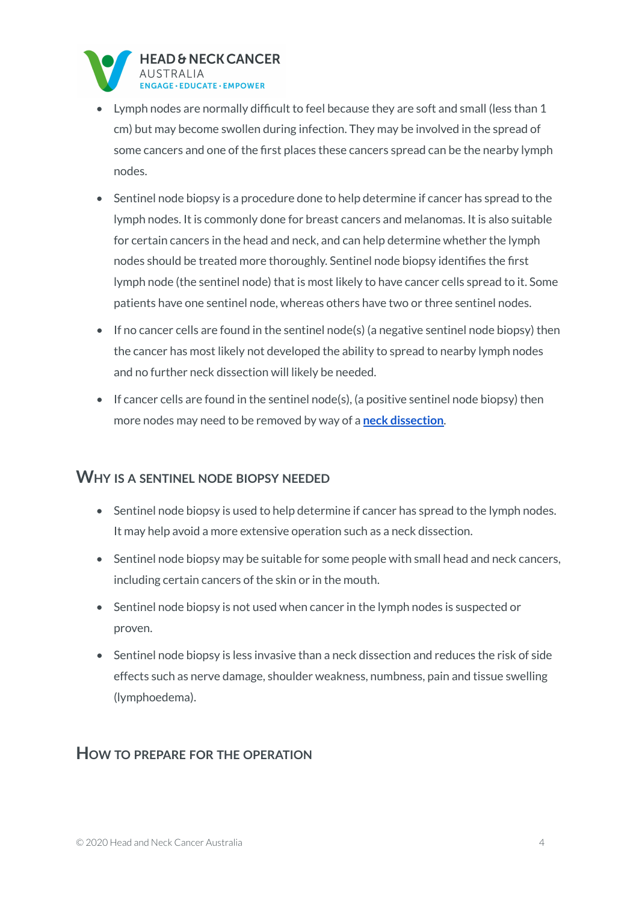- Lymph nodes are normally difficult to feel because they are soft and small (less than 1 cm) but may become swollen during infection. They may be involved in the spread of some cancers and one of the first places these cancers spread can be the nearby lymph nodes.
- Sentinel node biopsy is a procedure done to help determine if cancer has spread to the lymph nodes. It is commonly done for breast cancers and melanomas. It is also suitable for certain cancers in the head and neck, and can help determine whether the lymph nodes should be treated more thoroughly. Sentinel node biopsy identifies the first lymph node (the sentinel node) that is most likely to have cancer cells spread to it. Some patients have one sentinel node, whereas others have two or three sentinel nodes.
- If no cancer cells are found in the sentinel node(s) (a negative sentinel node biopsy) then the cancer has most likely not developed the ability to spread to nearby lymph nodes and no further neck dissection will likely be needed.
- If cancer cells are found in the sentinel node(s), (a positive sentinel node biopsy) then more nodes may need to be removed by way of a **neck dissection**.

## Why is a sentinel node biopsy needed

- Sentinel node biopsy is used to help determine if cancer has spread to the lymph nodes. It may help avoid a more extensive operation such as a neck dissection.
- Sentinel node biopsy may be suitable for some people with small head and neck cancers, including certain cancers of the skin or in the mouth.
- Sentinel node biopsy is not used when cancer in the lymph nodes is suspected or proven.
- Sentinel node biopsy is less invasive than a neck dissection and reduces the risk of side effects such as nerve damage, shoulder weakness, numbness, pain and tissue swelling (lymphoedema).

## How to prepare for the operation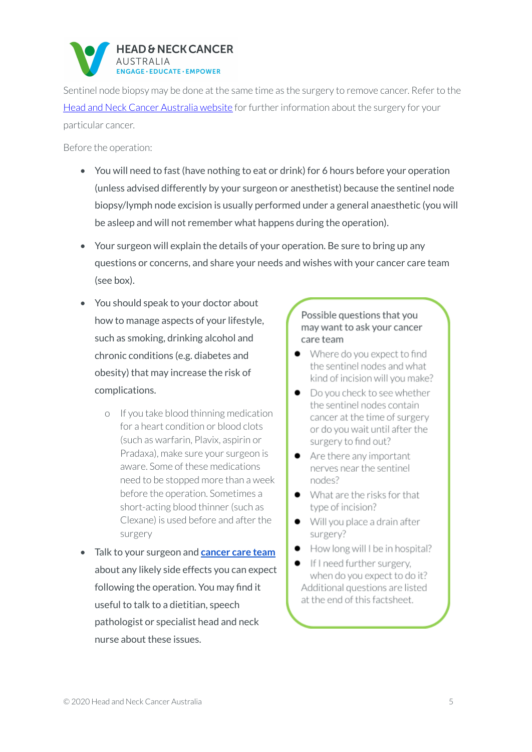Sentinel node biopsy may be done at the same time as the surgery to remove cancer. Refer to the [Head and Neck Cancer Australia website](#) for further information about the surgery for your particular cancer.

Before the operation:

- You will need to fast (have nothing to eat or drink) for 6 hours before your operation (unless advised differently by your surgeon or anesthetist) because the sentinel node biopsy/lymph node excision is usually performed under a general anaesthetic (you will be asleep and will not remember what happens during the operation).
- Your surgeon will explain the details of your operation. Be sure to bring up any questions or concerns, and share your needs and wishes with your cancer care team (see box).
- You should speak to your doctor about how to manage aspects of your lifestyle, such as smoking, drinking alcohol and chronic conditions (e.g. diabetes and obesity) that may increase the risk of complications.
    - If you take blood thinning medication for a heart condition or blood clots (such as warfarin, Plavix, aspirin or Pradaxa), make sure your surgeon is aware. Some of these medications need to be stopped more than a week before the operation. Sometimes a short-acting blood thinner (such as Clexane) is used before and after the surgery
- Talk to your surgeon and [**cancer care team**](#) about any likely side effects you can expect following the operation. You may find it useful to talk to a dietitian, speech pathologist or specialist head and neck nurse about these issues.

> Possible questions that you may want to ask your cancer care team
>
> - Where do you expect to find the sentinel nodes and what kind of incision will you make?
> - Do you check to see whether the sentinel nodes contain cancer at the time of surgery or do you wait until after the surgery to find out?
> - Are there any important nerves near the sentinel nodes?
> - What are the risks for that type of incision?
> - Will you place a drain after surgery?
> - How long will I be in hospital?
> - If I need further surgery, when do you expect to do it?
>
> Additional questions are listed at the end of this factsheet.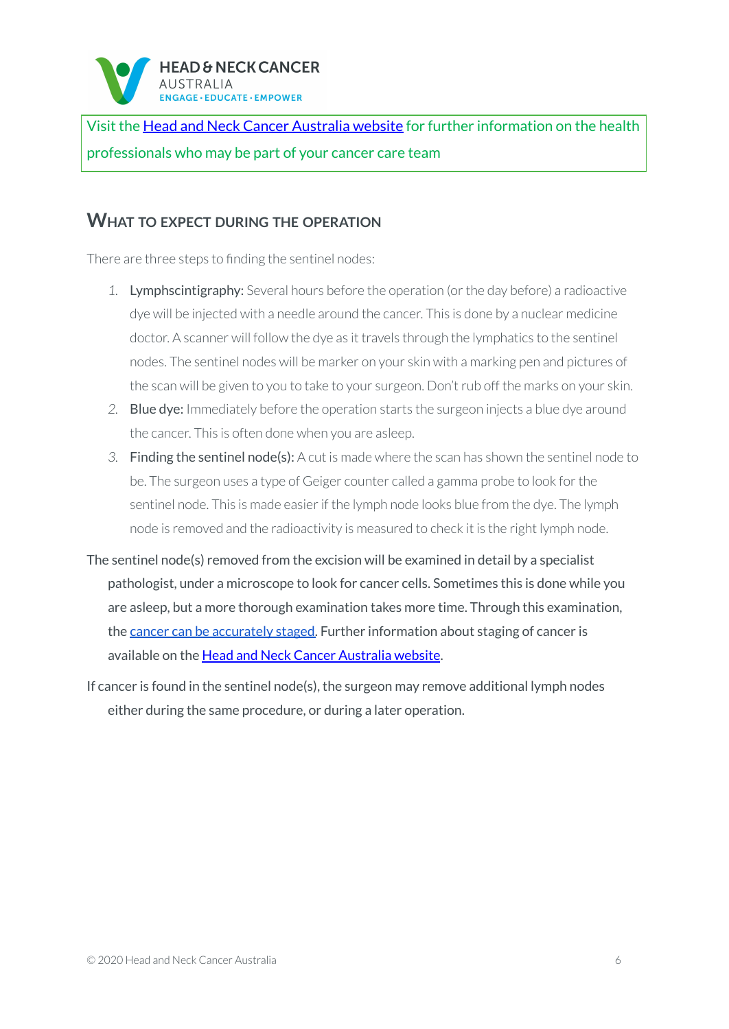Visit the [Head and Neck Cancer Australia website]() for further information on the health professionals who may be part of your cancer care team

## What to expect during the operation

There are three steps to finding the sentinel nodes:

1. **Lymphscintigraphy:** Several hours before the operation (or the day before) a radioactive dye will be injected with a needle around the cancer. This is done by a nuclear medicine doctor. A scanner will follow the dye as it travels through the lymphatics to the sentinel nodes. The sentinel nodes will be marker on your skin with a marking pen and pictures of the scan will be given to you to take to your surgeon. Don't rub off the marks on your skin.
2. **Blue dye:** Immediately before the operation starts the surgeon injects a blue dye around the cancer. This is often done when you are asleep.
3. **Finding the sentinel node(s):** A cut is made where the scan has shown the sentinel node to be. The surgeon uses a type of Geiger counter called a gamma probe to look for the sentinel node. This is made easier if the lymph node looks blue from the dye. The lymph node is removed and the radioactivity is measured to check it is the right lymph node.

The sentinel node(s) removed from the excision will be examined in detail by a specialist pathologist, under a microscope to look for cancer cells. Sometimes this is done while you are asleep, but a more thorough examination takes more time. Through this examination, the [cancer can be accurately staged](). Further information about staging of cancer is available on the [Head and Neck Cancer Australia website]().

If cancer is found in the sentinel node(s), the surgeon may remove additional lymph nodes either during the same procedure, or during a later operation.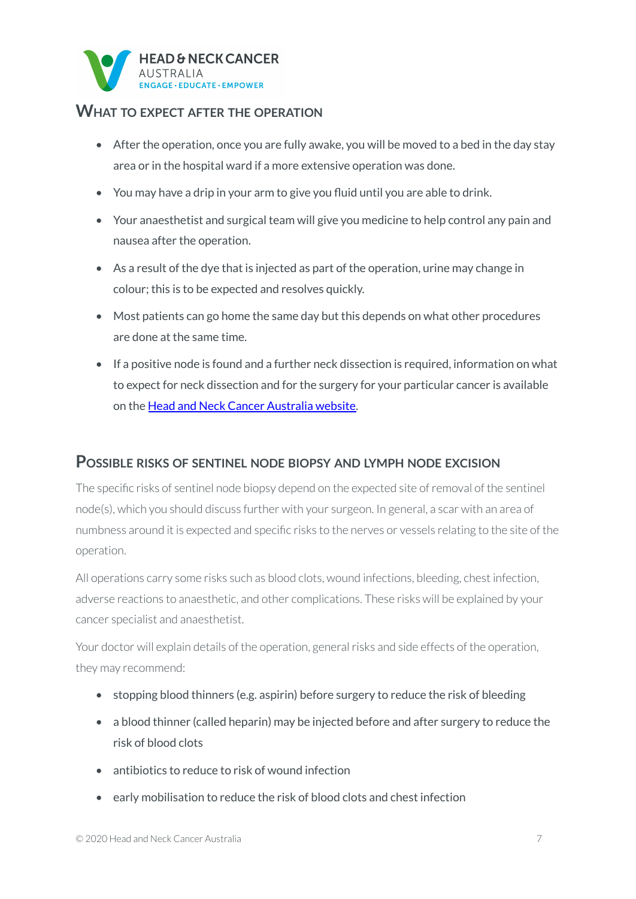## What to expect after the operation

- After the operation, once you are fully awake, you will be moved to a bed in the day stay area or in the hospital ward if a more extensive operation was done.
- You may have a drip in your arm to give you fluid until you are able to drink.
- Your anaesthetist and surgical team will give you medicine to help control any pain and nausea after the operation.
- As a result of the dye that is injected as part of the operation, urine may change in colour; this is to be expected and resolves quickly.
- Most patients can go home the same day but this depends on what other procedures are done at the same time.
- If a positive node is found and a further neck dissection is required, information on what to expect for neck dissection and for the surgery for your particular cancer is available on the Head and Neck Cancer Australia website.

## Possible risks of sentinel node biopsy and lymph node excision

The specific risks of sentinel node biopsy depend on the expected site of removal of the sentinel node(s), which you should discuss further with your surgeon. In general, a scar with an area of numbness around it is expected and specific risks to the nerves or vessels relating to the site of the operation.

All operations carry some risks such as blood clots, wound infections, bleeding, chest infection, adverse reactions to anaesthetic, and other complications. These risks will be explained by your cancer specialist and anaesthetist.

Your doctor will explain details of the operation, general risks and side effects of the operation, they may recommend:

- stopping blood thinners (e.g. aspirin) before surgery to reduce the risk of bleeding
- a blood thinner (called heparin) may be injected before and after surgery to reduce the risk of blood clots
- antibiotics to reduce to risk of wound infection
- early mobilisation to reduce the risk of blood clots and chest infection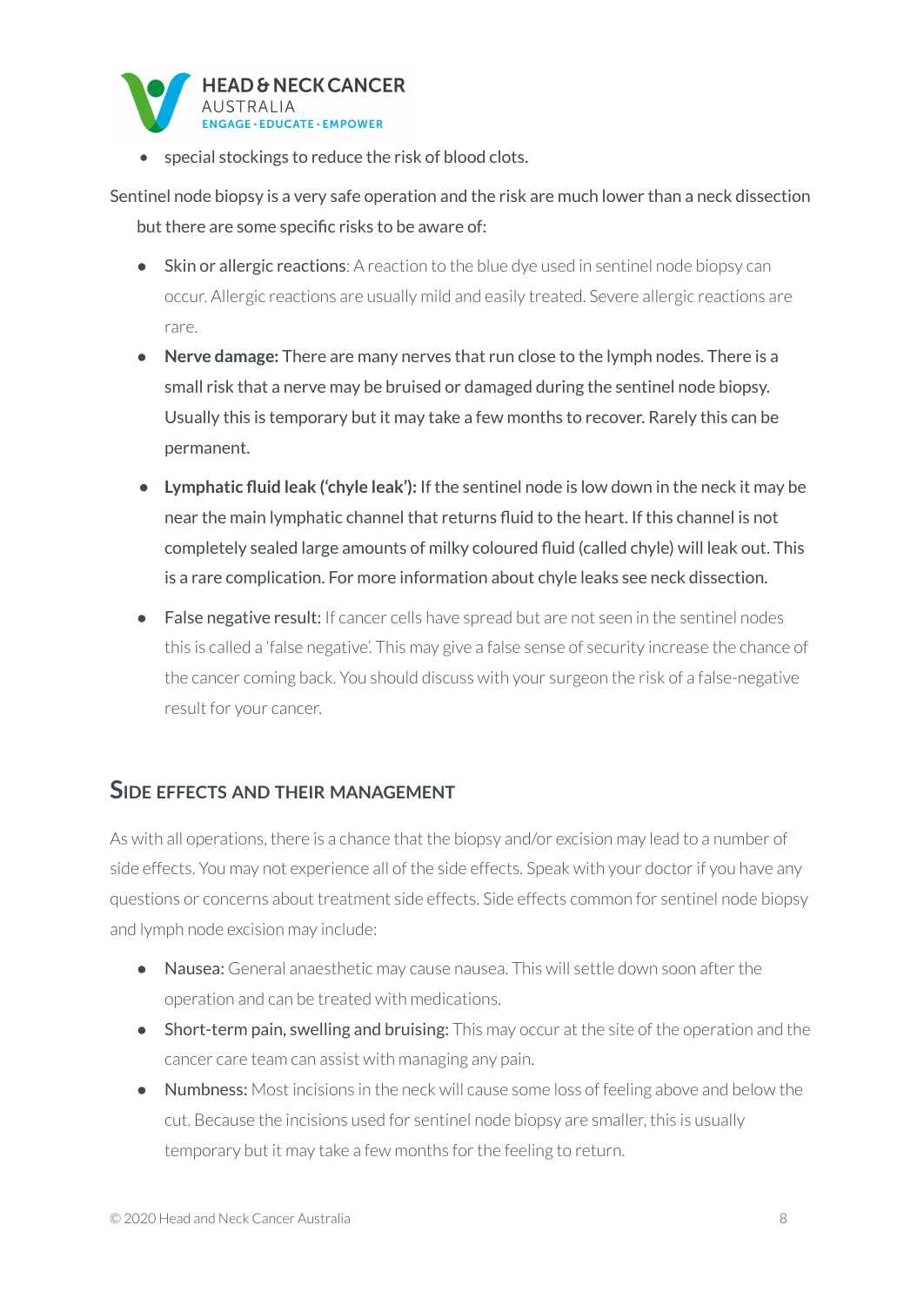- special stockings to reduce the risk of blood clots.

Sentinel node biopsy is a very safe operation and the risk are much lower than a neck dissection but there are some specific risks to be aware of:

- Skin or allergic reactions: A reaction to the blue dye used in sentinel node biopsy can occur. Allergic reactions are usually mild and easily treated. Severe allergic reactions are rare.
- **Nerve damage:** There are many nerves that run close to the lymph nodes. There is a small risk that a nerve may be bruised or damaged during the sentinel node biopsy. Usually this is temporary but it may take a few months to recover. Rarely this can be permanent.
- **Lymphatic fluid leak ('chyle leak'):** If the sentinel node is low down in the neck it may be near the main lymphatic channel that returns fluid to the heart. If this channel is not completely sealed large amounts of milky coloured fluid (called chyle) will leak out. This is a rare complication. For more information about chyle leaks see neck dissection.
- False negative result: If cancer cells have spread but are not seen in the sentinel nodes this is called a 'false negative'. This may give a false sense of security increase the chance of the cancer coming back. You should discuss with your surgeon the risk of a false-negative result for your cancer.

## Side effects and their management

As with all operations, there is a chance that the biopsy and/or excision may lead to a number of side effects. You may not experience all of the side effects. Speak with your doctor if you have any questions or concerns about treatment side effects. Side effects common for sentinel node biopsy and lymph node excision may include:

- Nausea: General anaesthetic may cause nausea. This will settle down soon after the operation and can be treated with medications.
- Short-term pain, swelling and bruising: This may occur at the site of the operation and the cancer care team can assist with managing any pain.
- Numbness: Most incisions in the neck will cause some loss of feeling above and below the cut. Because the incisions used for sentinel node biopsy are smaller, this is usually temporary but it may take a few months for the feeling to return.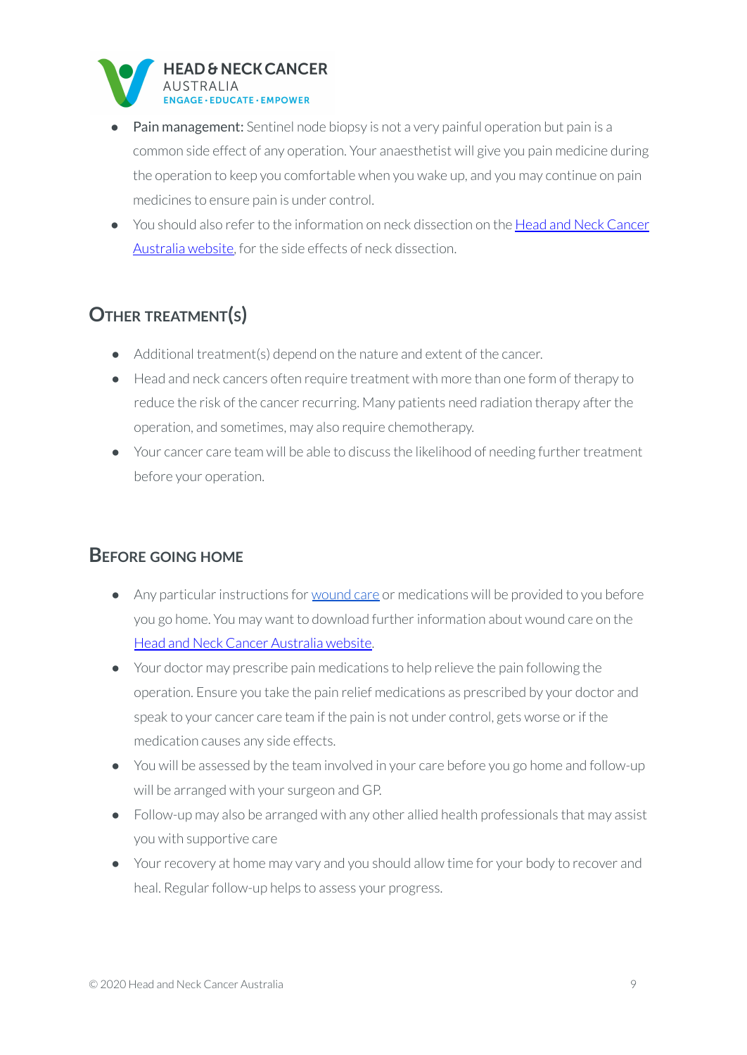- **Pain management:** Sentinel node biopsy is not a very painful operation but pain is a common side effect of any operation. Your anaesthetist will give you pain medicine during the operation to keep you comfortable when you wake up, and you may continue on pain medicines to ensure pain is under control.
- You should also refer to the information on neck dissection on the [Head and Neck Cancer Australia website](), for the side effects of neck dissection.

## Other treatment(s)

- Additional treatment(s) depend on the nature and extent of the cancer.
- Head and neck cancers often require treatment with more than one form of therapy to reduce the risk of the cancer recurring. Many patients need radiation therapy after the operation, and sometimes, may also require chemotherapy.
- Your cancer care team will be able to discuss the likelihood of needing further treatment before your operation.

## Before going home

- Any particular instructions for [wound care]() or medications will be provided to you before you go home. You may want to download further information about wound care on the [Head and Neck Cancer Australia website]().
- Your doctor may prescribe pain medications to help relieve the pain following the operation. Ensure you take the pain relief medications as prescribed by your doctor and speak to your cancer care team if the pain is not under control, gets worse or if the medication causes any side effects.
- You will be assessed by the team involved in your care before you go home and follow-up will be arranged with your surgeon and GP.
- Follow-up may also be arranged with any other allied health professionals that may assist you with supportive care
- Your recovery at home may vary and you should allow time for your body to recover and heal. Regular follow-up helps to assess your progress.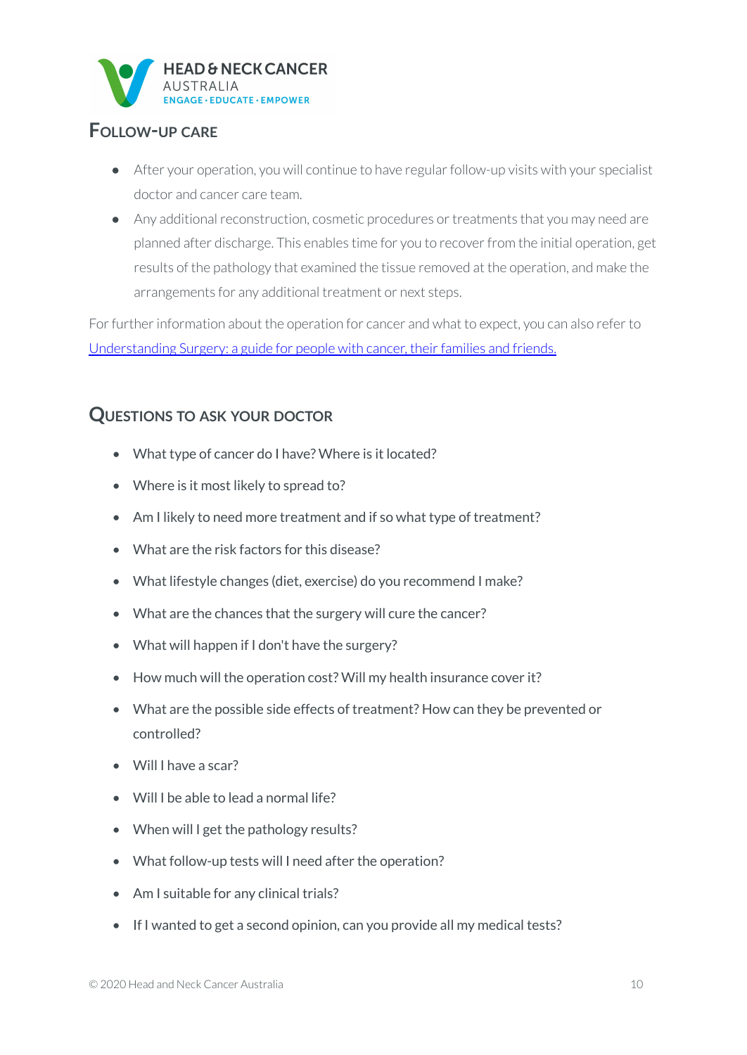## Follow-up care

- After your operation, you will continue to have regular follow-up visits with your specialist doctor and cancer care team.
- Any additional reconstruction, cosmetic procedures or treatments that you may need are planned after discharge. This enables time for you to recover from the initial operation, get results of the pathology that examined the tissue removed at the operation, and make the arrangements for any additional treatment or next steps.

For further information about the operation for cancer and what to expect, you can also refer to [Understanding Surgery: a guide for people with cancer, their families and friends.]()

## Questions to ask your doctor

- What type of cancer do I have? Where is it located?
- Where is it most likely to spread to?
- Am I likely to need more treatment and if so what type of treatment?
- What are the risk factors for this disease?
- What lifestyle changes (diet, exercise) do you recommend I make?
- What are the chances that the surgery will cure the cancer?
- What will happen if I don't have the surgery?
- How much will the operation cost? Will my health insurance cover it?
- What are the possible side effects of treatment? How can they be prevented or controlled?
- Will I have a scar?
- Will I be able to lead a normal life?
- When will I get the pathology results?
- What follow-up tests will I need after the operation?
- Am I suitable for any clinical trials?
- If I wanted to get a second opinion, can you provide all my medical tests?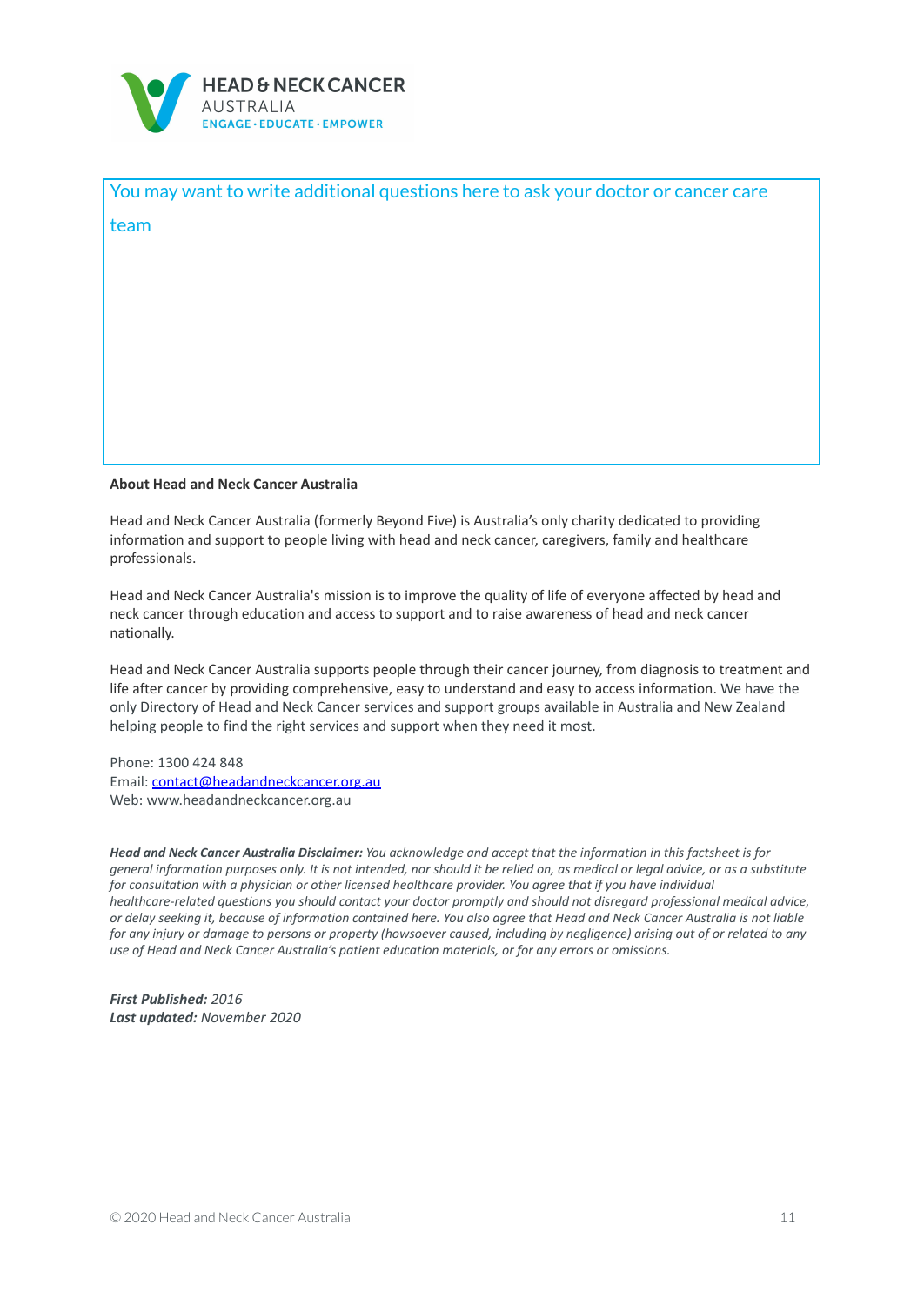You may want to write additional questions here to ask your doctor or cancer care team

**About Head and Neck Cancer Australia**

Head and Neck Cancer Australia (formerly Beyond Five) is Australia's only charity dedicated to providing information and support to people living with head and neck cancer, caregivers, family and healthcare professionals.

Head and Neck Cancer Australia's mission is to improve the quality of life of everyone affected by head and neck cancer through education and access to support and to raise awareness of head and neck cancer nationally.

Head and Neck Cancer Australia supports people through their cancer journey, from diagnosis to treatment and life after cancer by providing comprehensive, easy to understand and easy to access information. We have the only Directory of Head and Neck Cancer services and support groups available in Australia and New Zealand helping people to find the right services and support when they need it most.

Phone: 1300 424 848
Email: contact@headandneckcancer.org.au
Web: www.headandneckcancer.org.au

***Head and Neck Cancer Australia Disclaimer:*** *You acknowledge and accept that the information in this factsheet is for general information purposes only. It is not intended, nor should it be relied on, as medical or legal advice, or as a substitute for consultation with a physician or other licensed healthcare provider. You agree that if you have individual healthcare-related questions you should contact your doctor promptly and should not disregard professional medical advice, or delay seeking it, because of information contained here. You also agree that Head and Neck Cancer Australia is not liable for any injury or damage to persons or property (howsoever caused, including by negligence) arising out of or related to any use of Head and Neck Cancer Australia's patient education materials, or for any errors or omissions.*

***First Published:*** *2016*
***Last updated:*** *November 2020*

© 2020 Head and Neck Cancer Australia